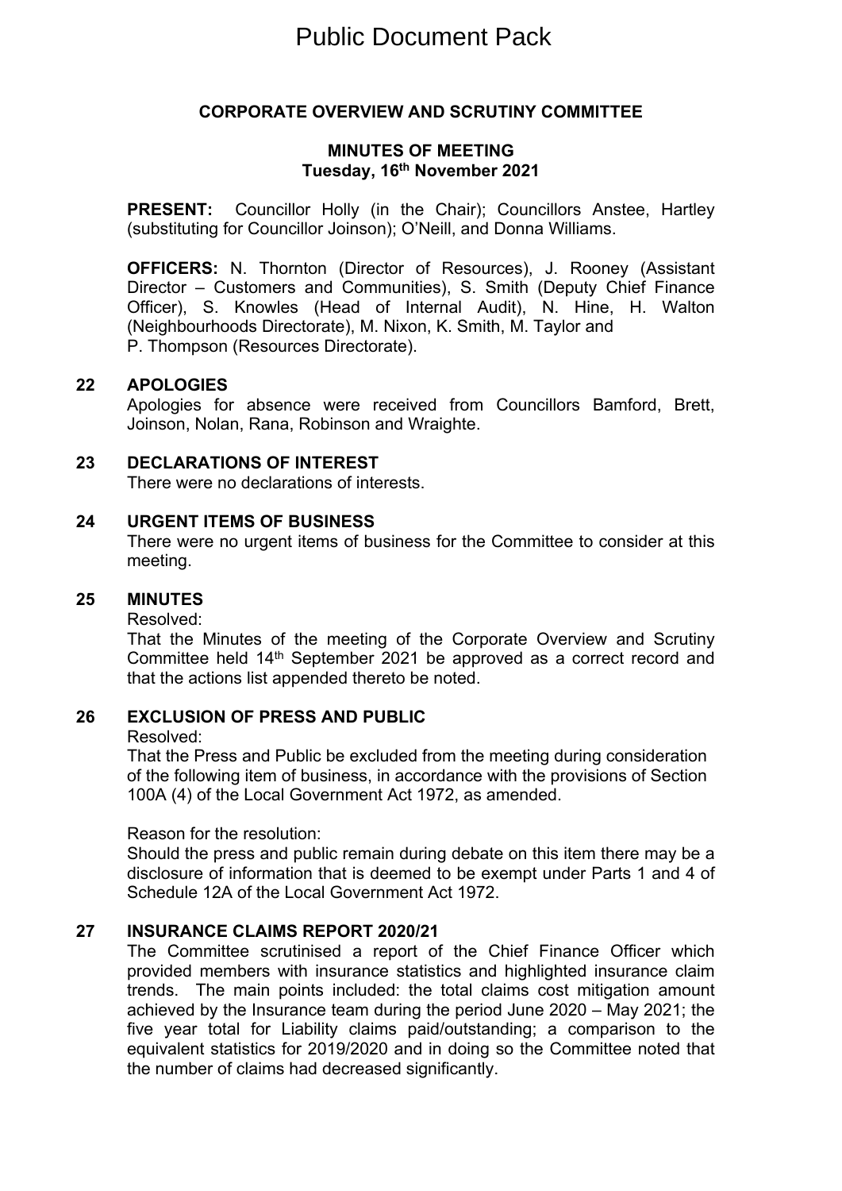# Public Document Pack

## CORPORATE OVERVIEW AND SCRUTINY COMMITTEE

### MINUTES OF MEETING
### Tuesday, 16th November 2021

**PRESENT:** Councillor Holly (in the Chair); Councillors Anstee, Hartley (substituting for Councillor Joinson); O'Neill, and Donna Williams.

**OFFICERS:** N. Thornton (Director of Resources), J. Rooney (Assistant Director – Customers and Communities), S. Smith (Deputy Chief Finance Officer), S. Knowles (Head of Internal Audit), N. Hine, H. Walton (Neighbourhoods Directorate), M. Nixon, K. Smith, M. Taylor and P. Thompson (Resources Directorate).

**22 APOLOGIES**

Apologies for absence were received from Councillors Bamford, Brett, Joinson, Nolan, Rana, Robinson and Wraighte.

**23 DECLARATIONS OF INTEREST**

There were no declarations of interests.

**24 URGENT ITEMS OF BUSINESS**

There were no urgent items of business for the Committee to consider at this meeting.

**25 MINUTES**

Resolved:

That the Minutes of the meeting of the Corporate Overview and Scrutiny Committee held 14th September 2021 be approved as a correct record and that the actions list appended thereto be noted.

**26 EXCLUSION OF PRESS AND PUBLIC**

Resolved:

That the Press and Public be excluded from the meeting during consideration of the following item of business, in accordance with the provisions of Section 100A (4) of the Local Government Act 1972, as amended.

Reason for the resolution:

Should the press and public remain during debate on this item there may be a disclosure of information that is deemed to be exempt under Parts 1 and 4 of Schedule 12A of the Local Government Act 1972.

**27 INSURANCE CLAIMS REPORT 2020/21**

The Committee scrutinised a report of the Chief Finance Officer which provided members with insurance statistics and highlighted insurance claim trends. The main points included: the total claims cost mitigation amount achieved by the Insurance team during the period June 2020 – May 2021; the five year total for Liability claims paid/outstanding; a comparison to the equivalent statistics for 2019/2020 and in doing so the Committee noted that the number of claims had decreased significantly.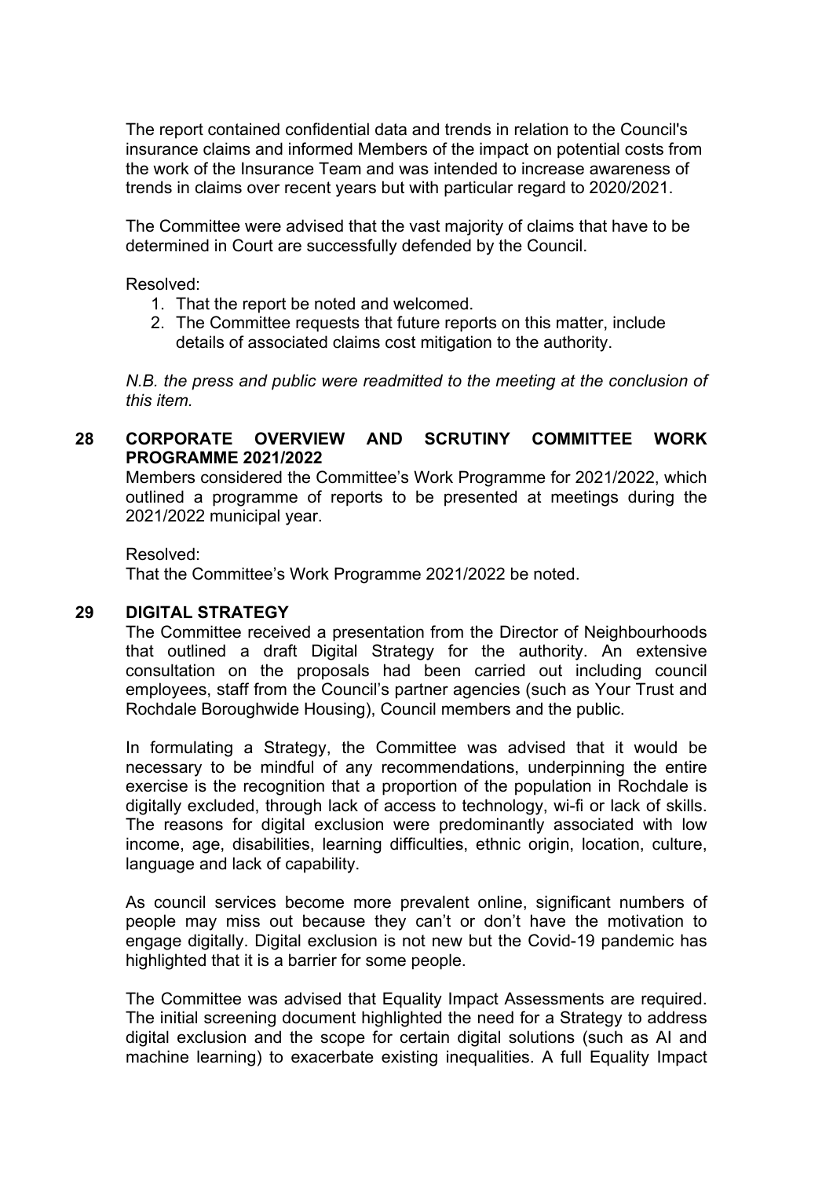The report contained confidential data and trends in relation to the Council's insurance claims and informed Members of the impact on potential costs from the work of the Insurance Team and was intended to increase awareness of trends in claims over recent years but with particular regard to 2020/2021.

The Committee were advised that the vast majority of claims that have to be determined in Court are successfully defended by the Council.

Resolved:

1. That the report be noted and welcomed.
2. The Committee requests that future reports on this matter, include details of associated claims cost mitigation to the authority.

*N.B. the press and public were readmitted to the meeting at the conclusion of this item.*

## 28 CORPORATE OVERVIEW AND SCRUTINY COMMITTEE WORK PROGRAMME 2021/2022

Members considered the Committee's Work Programme for 2021/2022, which outlined a programme of reports to be presented at meetings during the 2021/2022 municipal year.

Resolved:
That the Committee's Work Programme 2021/2022 be noted.

## 29 DIGITAL STRATEGY

The Committee received a presentation from the Director of Neighbourhoods that outlined a draft Digital Strategy for the authority. An extensive consultation on the proposals had been carried out including council employees, staff from the Council's partner agencies (such as Your Trust and Rochdale Boroughwide Housing), Council members and the public.

In formulating a Strategy, the Committee was advised that it would be necessary to be mindful of any recommendations, underpinning the entire exercise is the recognition that a proportion of the population in Rochdale is digitally excluded, through lack of access to technology, wi-fi or lack of skills. The reasons for digital exclusion were predominantly associated with low income, age, disabilities, learning difficulties, ethnic origin, location, culture, language and lack of capability.

As council services become more prevalent online, significant numbers of people may miss out because they can't or don't have the motivation to engage digitally. Digital exclusion is not new but the Covid-19 pandemic has highlighted that it is a barrier for some people.

The Committee was advised that Equality Impact Assessments are required. The initial screening document highlighted the need for a Strategy to address digital exclusion and the scope for certain digital solutions (such as AI and machine learning) to exacerbate existing inequalities. A full Equality Impact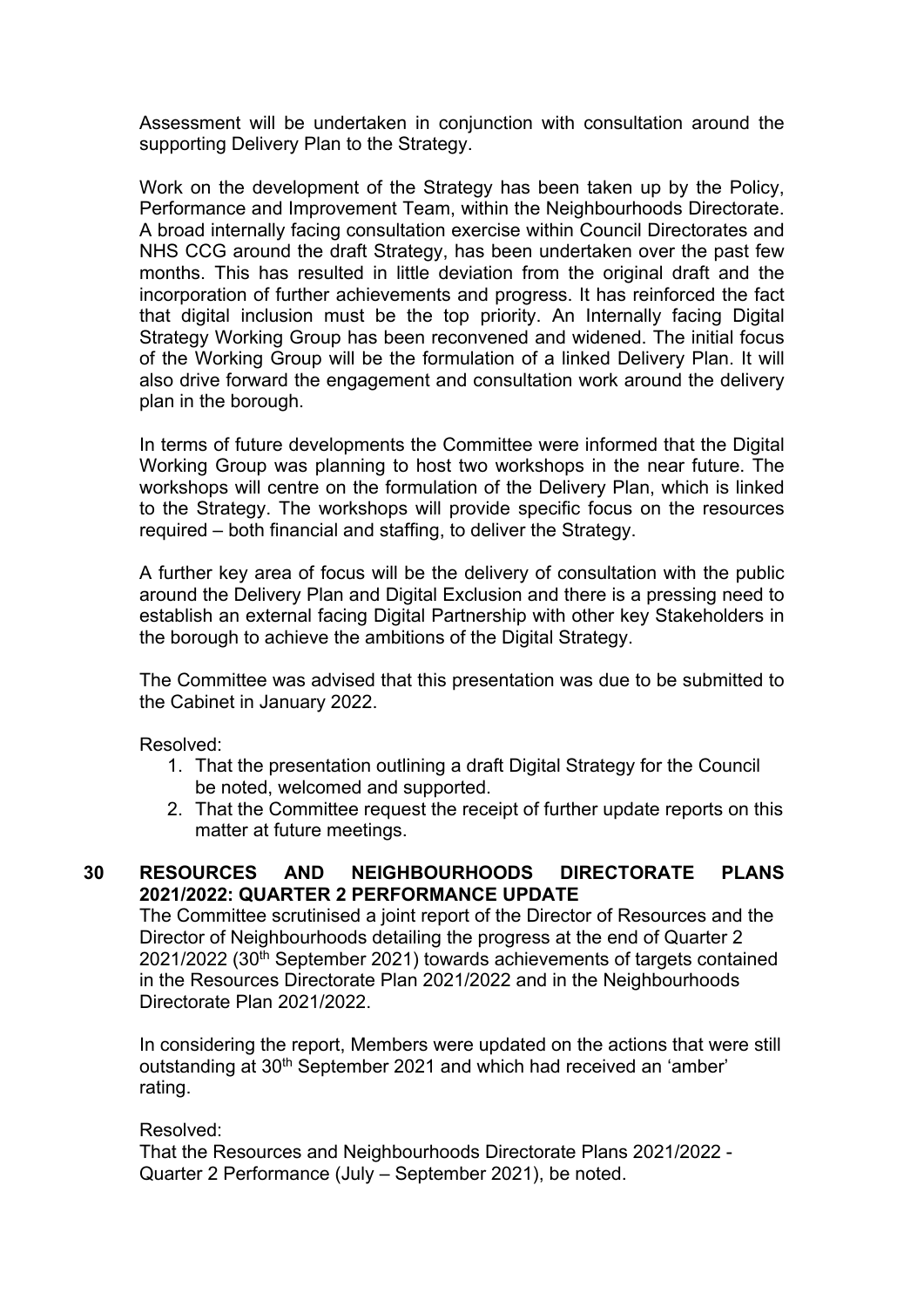Assessment will be undertaken in conjunction with consultation around the supporting Delivery Plan to the Strategy.

Work on the development of the Strategy has been taken up by the Policy, Performance and Improvement Team, within the Neighbourhoods Directorate. A broad internally facing consultation exercise within Council Directorates and NHS CCG around the draft Strategy, has been undertaken over the past few months. This has resulted in little deviation from the original draft and the incorporation of further achievements and progress. It has reinforced the fact that digital inclusion must be the top priority. An Internally facing Digital Strategy Working Group has been reconvened and widened. The initial focus of the Working Group will be the formulation of a linked Delivery Plan. It will also drive forward the engagement and consultation work around the delivery plan in the borough.

In terms of future developments the Committee were informed that the Digital Working Group was planning to host two workshops in the near future. The workshops will centre on the formulation of the Delivery Plan, which is linked to the Strategy. The workshops will provide specific focus on the resources required – both financial and staffing, to deliver the Strategy.

A further key area of focus will be the delivery of consultation with the public around the Delivery Plan and Digital Exclusion and there is a pressing need to establish an external facing Digital Partnership with other key Stakeholders in the borough to achieve the ambitions of the Digital Strategy.

The Committee was advised that this presentation was due to be submitted to the Cabinet in January 2022.

Resolved:

1. That the presentation outlining a draft Digital Strategy for the Council be noted, welcomed and supported.
2. That the Committee request the receipt of further update reports on this matter at future meetings.

## 30 RESOURCES AND NEIGHBOURHOODS DIRECTORATE PLANS 2021/2022: QUARTER 2 PERFORMANCE UPDATE

The Committee scrutinised a joint report of the Director of Resources and the Director of Neighbourhoods detailing the progress at the end of Quarter 2 2021/2022 (30th September 2021) towards achievements of targets contained in the Resources Directorate Plan 2021/2022 and in the Neighbourhoods Directorate Plan 2021/2022.

In considering the report, Members were updated on the actions that were still outstanding at 30th September 2021 and which had received an 'amber' rating.

Resolved:

That the Resources and Neighbourhoods Directorate Plans 2021/2022 - Quarter 2 Performance (July – September 2021), be noted.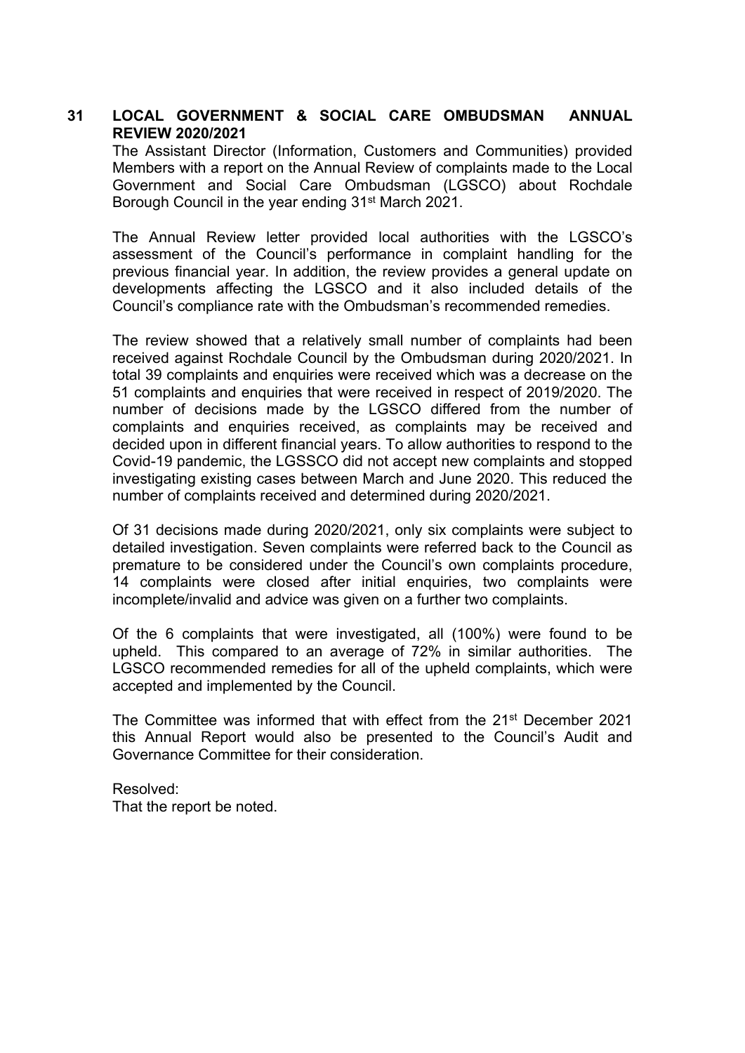## 31 LOCAL GOVERNMENT & SOCIAL CARE OMBUDSMAN ANNUAL REVIEW 2020/2021

The Assistant Director (Information, Customers and Communities) provided Members with a report on the Annual Review of complaints made to the Local Government and Social Care Ombudsman (LGSCO) about Rochdale Borough Council in the year ending 31st March 2021.

The Annual Review letter provided local authorities with the LGSCO's assessment of the Council's performance in complaint handling for the previous financial year. In addition, the review provides a general update on developments affecting the LGSCO and it also included details of the Council's compliance rate with the Ombudsman's recommended remedies.

The review showed that a relatively small number of complaints had been received against Rochdale Council by the Ombudsman during 2020/2021. In total 39 complaints and enquiries were received which was a decrease on the 51 complaints and enquiries that were received in respect of 2019/2020. The number of decisions made by the LGSCO differed from the number of complaints and enquiries received, as complaints may be received and decided upon in different financial years. To allow authorities to respond to the Covid-19 pandemic, the LGSSCO did not accept new complaints and stopped investigating existing cases between March and June 2020. This reduced the number of complaints received and determined during 2020/2021.

Of 31 decisions made during 2020/2021, only six complaints were subject to detailed investigation. Seven complaints were referred back to the Council as premature to be considered under the Council's own complaints procedure, 14 complaints were closed after initial enquiries, two complaints were incomplete/invalid and advice was given on a further two complaints.

Of the 6 complaints that were investigated, all (100%) were found to be upheld. This compared to an average of 72% in similar authorities. The LGSCO recommended remedies for all of the upheld complaints, which were accepted and implemented by the Council.

The Committee was informed that with effect from the 21st December 2021 this Annual Report would also be presented to the Council's Audit and Governance Committee for their consideration.

Resolved:
That the report be noted.